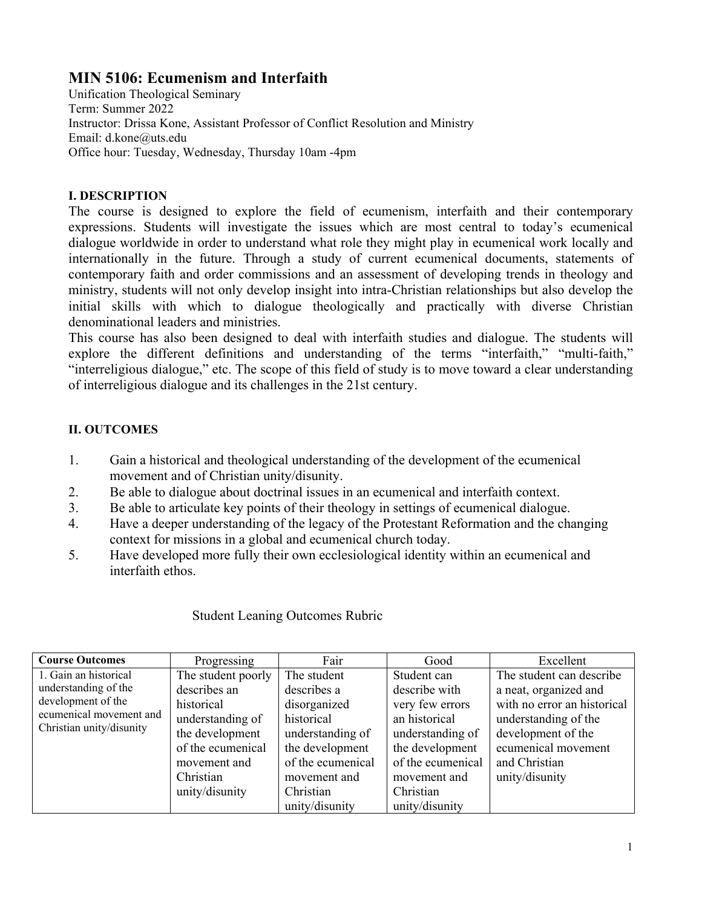# MIN 5106: Ecumenism and Interfaith

Unification Theological Seminary
Term: Summer 2022
Instructor: Drissa Kone, Assistant Professor of Conflict Resolution and Ministry
Email: d.kone@uts.edu
Office hour: Tuesday, Wednesday, Thursday 10am -4pm

## I. DESCRIPTION

The course is designed to explore the field of ecumenism, interfaith and their contemporary expressions. Students will investigate the issues which are most central to today's ecumenical dialogue worldwide in order to understand what role they might play in ecumenical work locally and internationally in the future. Through a study of current ecumenical documents, statements of contemporary faith and order commissions and an assessment of developing trends in theology and ministry, students will not only develop insight into intra-Christian relationships but also develop the initial skills with which to dialogue theologically and practically with diverse Christian denominational leaders and ministries.

This course has also been designed to deal with interfaith studies and dialogue. The students will explore the different definitions and understanding of the terms "interfaith," "multi-faith," "interreligious dialogue," etc. The scope of this field of study is to move toward a clear understanding of interreligious dialogue and its challenges in the 21st century.

## II. OUTCOMES

1. Gain a historical and theological understanding of the development of the ecumenical movement and of Christian unity/disunity.
2. Be able to dialogue about doctrinal issues in an ecumenical and interfaith context.
3. Be able to articulate key points of their theology in settings of ecumenical dialogue.
4. Have a deeper understanding of the legacy of the Protestant Reformation and the changing context for missions in a global and ecumenical church today.
5. Have developed more fully their own ecclesiological identity within an ecumenical and interfaith ethos.

Student Leaning Outcomes Rubric

| **Course Outcomes** | Progressing | Fair | Good | Excellent |
|---|---|---|---|---|
| 1. Gain an historical understanding of the development of the ecumenical movement and Christian unity/disunity | The student poorly describes an historical understanding of the development of the ecumenical movement and Christian unity/disunity | The student describes a disorganized historical understanding of the development of the ecumenical movement and Christian unity/disunity | Student can describe with very few errors an historical understanding of the development of the ecumenical movement and Christian unity/disunity | The student can describe a neat, organized and with no error an historical understanding of the development of the ecumenical movement and Christian unity/disunity |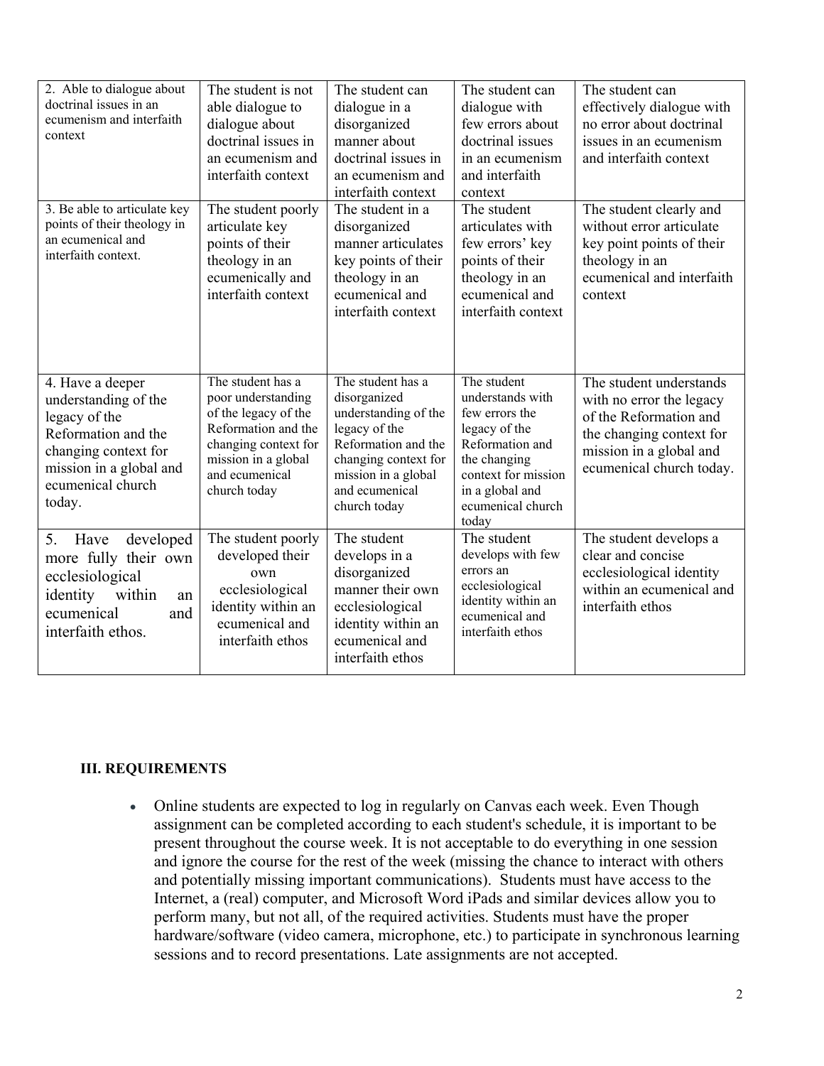| | | | | |
|---|---|---|---|---|
| 2. Able to dialogue about doctrinal issues in an ecumenism and interfaith context | The student is not able dialogue to dialogue about doctrinal issues in an ecumenism and interfaith context | The student can dialogue in a disorganized manner about doctrinal issues in an ecumenism and interfaith context | The student can dialogue with few errors about doctrinal issues in an ecumenism and interfaith context | The student can effectively dialogue with no error about doctrinal issues in an ecumenism and interfaith context |
| 3. Be able to articulate key points of their theology in an ecumenical and interfaith context. | The student poorly articulate key points of their theology in an ecumenically and interfaith context | The student in a disorganized manner articulates key points of their theology in an ecumenical and interfaith context | The student articulates with few errors' key points of their theology in an ecumenical and interfaith context | The student clearly and without error articulate key point points of their theology in an ecumenical and interfaith context |
| 4. Have a deeper understanding of the legacy of the Reformation and the changing context for mission in a global and ecumenical church today. | The student has a poor understanding of the legacy of the Reformation and the changing context for mission in a global and ecumenical church today | The student has a disorganized understanding of the legacy of the Reformation and the changing context for mission in a global and ecumenical church today | The student understands with few errors the legacy of the Reformation and the changing context for mission in a global and ecumenical church today | The student understands with no error the legacy of the Reformation and the changing context for mission in a global and ecumenical church today. |
| 5. Have developed more fully their own ecclesiological identity within an ecumenical and interfaith ethos. | The student poorly developed their own ecclesiological identity within an ecumenical and interfaith ethos | The student develops in a disorganized manner their own ecclesiological identity within an ecumenical and interfaith ethos | The student develops with few errors an ecclesiological identity within an ecumenical and interfaith ethos | The student develops a clear and concise ecclesiological identity within an ecumenical and interfaith ethos |

### III. REQUIREMENTS

- Online students are expected to log in regularly on Canvas each week. Even Though assignment can be completed according to each student's schedule, it is important to be present throughout the course week. It is not acceptable to do everything in one session and ignore the course for the rest of the week (missing the chance to interact with others and potentially missing important communications). Students must have access to the Internet, a (real) computer, and Microsoft Word iPads and similar devices allow you to perform many, but not all, of the required activities. Students must have the proper hardware/software (video camera, microphone, etc.) to participate in synchronous learning sessions and to record presentations. Late assignments are not accepted.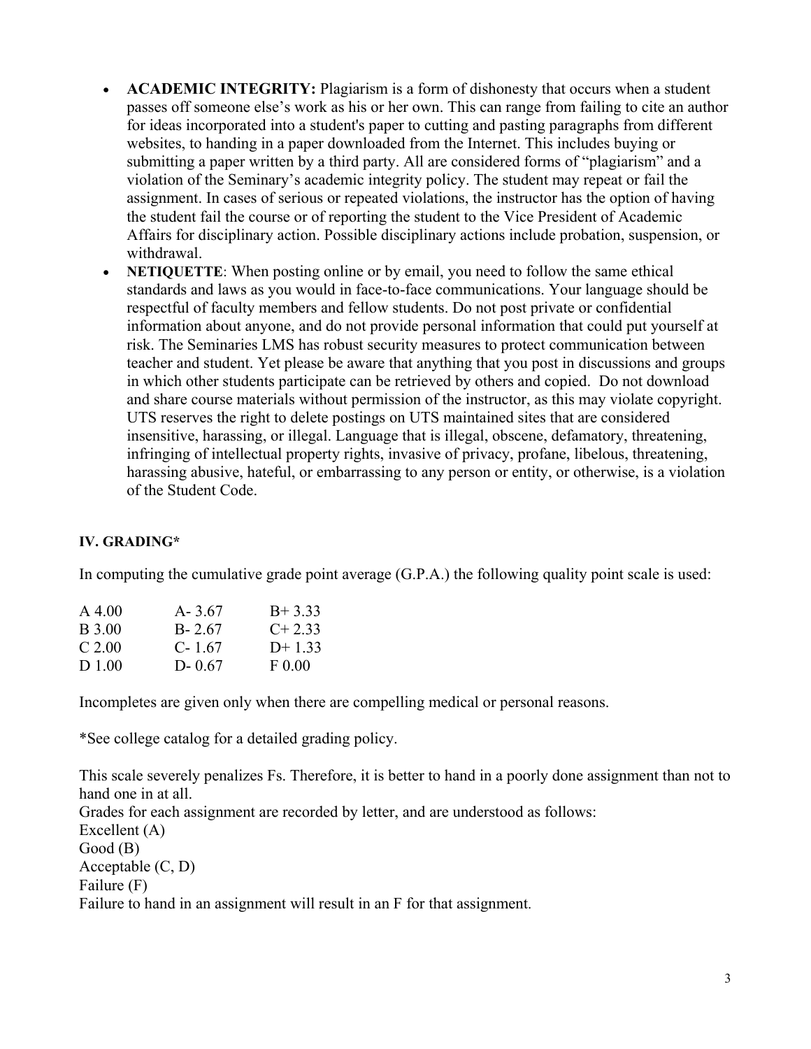- **ACADEMIC INTEGRITY:** Plagiarism is a form of dishonesty that occurs when a student passes off someone else's work as his or her own. This can range from failing to cite an author for ideas incorporated into a student's paper to cutting and pasting paragraphs from different websites, to handing in a paper downloaded from the Internet. This includes buying or submitting a paper written by a third party. All are considered forms of "plagiarism" and a violation of the Seminary's academic integrity policy. The student may repeat or fail the assignment. In cases of serious or repeated violations, the instructor has the option of having the student fail the course or of reporting the student to the Vice President of Academic Affairs for disciplinary action. Possible disciplinary actions include probation, suspension, or withdrawal.
- **NETIQUETTE**: When posting online or by email, you need to follow the same ethical standards and laws as you would in face-to-face communications. Your language should be respectful of faculty members and fellow students. Do not post private or confidential information about anyone, and do not provide personal information that could put yourself at risk. The Seminaries LMS has robust security measures to protect communication between teacher and student. Yet please be aware that anything that you post in discussions and groups in which other students participate can be retrieved by others and copied. Do not download and share course materials without permission of the instructor, as this may violate copyright. UTS reserves the right to delete postings on UTS maintained sites that are considered insensitive, harassing, or illegal. Language that is illegal, obscene, defamatory, threatening, infringing of intellectual property rights, invasive of privacy, profane, libelous, threatening, harassing abusive, hateful, or embarrassing to any person or entity, or otherwise, is a violation of the Student Code.

## IV. GRADING*

In computing the cumulative grade point average (G.P.A.) the following quality point scale is used:

| | | |
|---|---|---|
| A 4.00 | A- 3.67 | B+ 3.33 |
| B 3.00 | B- 2.67 | C+ 2.33 |
| C 2.00 | C- 1.67 | D+ 1.33 |
| D 1.00 | D- 0.67 | F 0.00 |

Incompletes are given only when there are compelling medical or personal reasons.

*See college catalog for a detailed grading policy.

This scale severely penalizes Fs. Therefore, it is better to hand in a poorly done assignment than not to hand one in at all.

Grades for each assignment are recorded by letter, and are understood as follows:

Excellent (A)

Good (B)

Acceptable (C, D)

Failure (F)

Failure to hand in an assignment will result in an F for that assignment.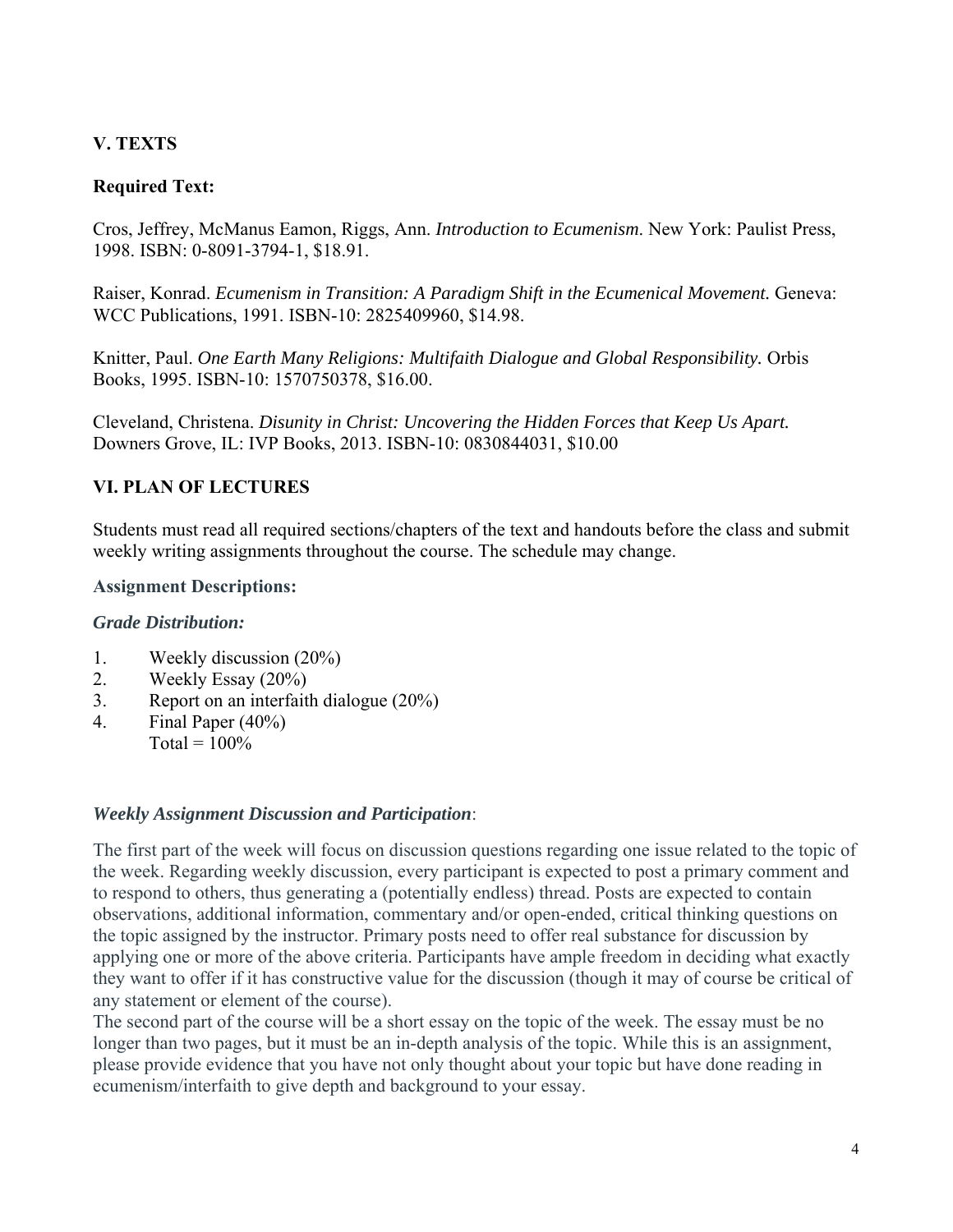## V. TEXTS

### Required Text:

Cros, Jeffrey, McManus Eamon, Riggs, Ann. *Introduction to Ecumenism*. New York: Paulist Press, 1998. ISBN: 0-8091-3794-1, $18.91.

Raiser, Konrad. *Ecumenism in Transition: A Paradigm Shift in the Ecumenical Movement.* Geneva: WCC Publications, 1991. ISBN-10: 2825409960, $14.98.

Knitter, Paul. *One Earth Many Religions: Multifaith Dialogue and Global Responsibility.* Orbis Books, 1995. ISBN-10: 1570750378, $16.00.

Cleveland, Christena. *Disunity in Christ: Uncovering the Hidden Forces that Keep Us Apart.* Downers Grove, IL: IVP Books, 2013. ISBN-10: 0830844031, $10.00

## VI. PLAN OF LECTURES

Students must read all required sections/chapters of the text and handouts before the class and submit weekly writing assignments throughout the course. The schedule may change.

### Assignment Descriptions:

***Grade Distribution:***

1. Weekly discussion (20%)
2. Weekly Essay (20%)
3. Report on an interfaith dialogue (20%)
4. Final Paper (40%)
   Total = 100%

***Weekly Assignment Discussion and Participation***:

The first part of the week will focus on discussion questions regarding one issue related to the topic of the week. Regarding weekly discussion, every participant is expected to post a primary comment and to respond to others, thus generating a (potentially endless) thread. Posts are expected to contain observations, additional information, commentary and/or open-ended, critical thinking questions on the topic assigned by the instructor. Primary posts need to offer real substance for discussion by applying one or more of the above criteria. Participants have ample freedom in deciding what exactly they want to offer if it has constructive value for the discussion (though it may of course be critical of any statement or element of the course).

The second part of the course will be a short essay on the topic of the week. The essay must be no longer than two pages, but it must be an in-depth analysis of the topic. While this is an assignment, please provide evidence that you have not only thought about your topic but have done reading in ecumenism/interfaith to give depth and background to your essay.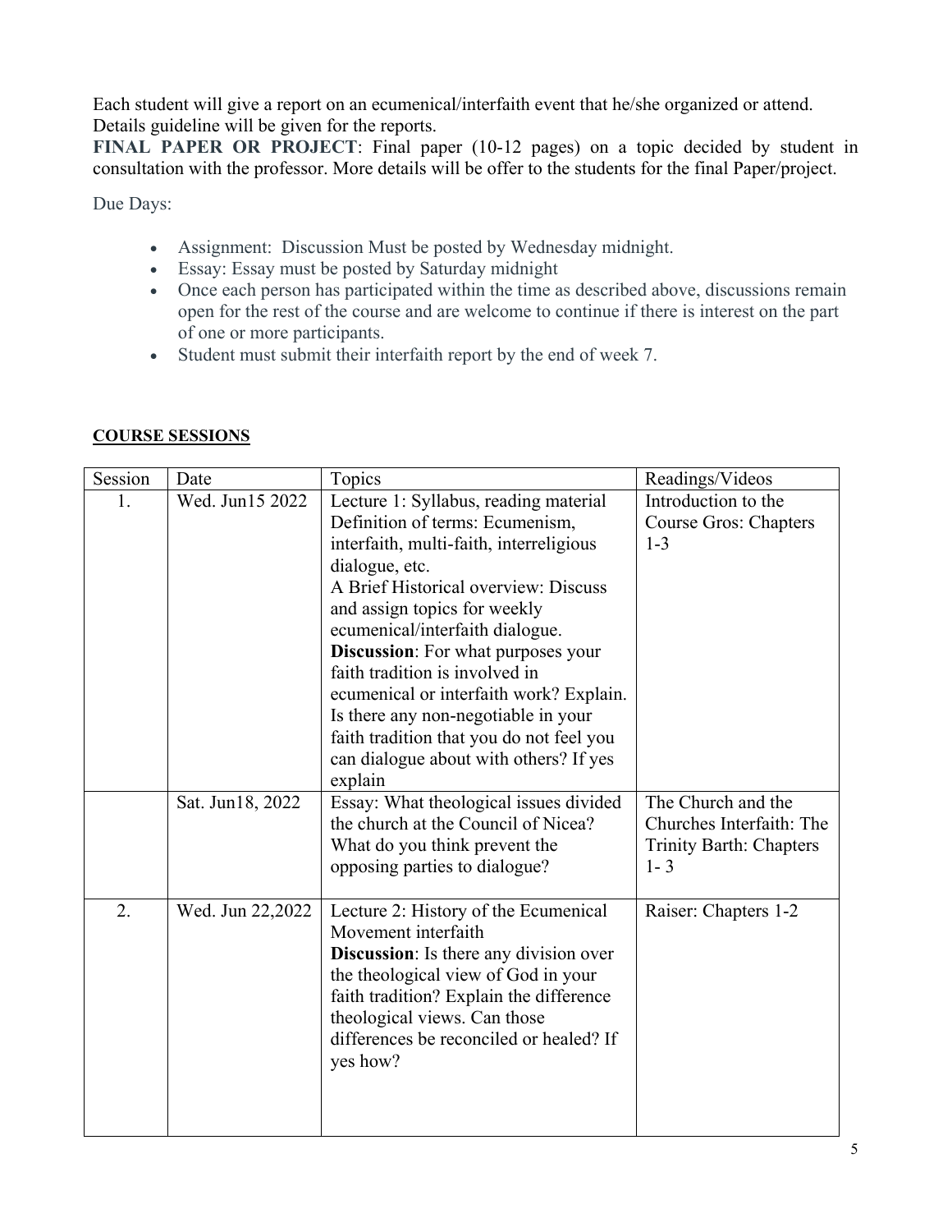Each student will give a report on an ecumenical/interfaith event that he/she organized or attend. Details guideline will be given for the reports.

**FINAL PAPER OR PROJECT**: Final paper (10-12 pages) on a topic decided by student in consultation with the professor. More details will be offer to the students for the final Paper/project.

Due Days:

- Assignment: Discussion Must be posted by Wednesday midnight.
- Essay: Essay must be posted by Saturday midnight
- Once each person has participated within the time as described above, discussions remain open for the rest of the course and are welcome to continue if there is interest on the part of one or more participants.
- Student must submit their interfaith report by the end of week 7.

**COURSE SESSIONS**

| Session | Date | Topics | Readings/Videos |
|---|---|---|---|
| 1. | Wed. Jun15 2022 | Lecture 1: Syllabus, reading material Definition of terms: Ecumenism, interfaith, multi-faith, interreligious dialogue, etc.<br>A Brief Historical overview: Discuss and assign topics for weekly ecumenical/interfaith dialogue.<br>**Discussion**: For what purposes your faith tradition is involved in ecumenical or interfaith work? Explain. Is there any non-negotiable in your faith tradition that you do not feel you can dialogue about with others? If yes explain | Introduction to the Course Gros: Chapters 1-3 |
| | Sat. Jun18, 2022 | Essay: What theological issues divided the church at the Council of Nicea? What do you think prevent the opposing parties to dialogue? | The Church and the Churches Interfaith: The Trinity Barth: Chapters 1- 3 |
| 2. | Wed. Jun 22,2022 | Lecture 2: History of the Ecumenical Movement interfaith<br>**Discussion**: Is there any division over the theological view of God in your faith tradition? Explain the difference theological views. Can those differences be reconciled or healed? If yes how? | Raiser: Chapters 1-2 |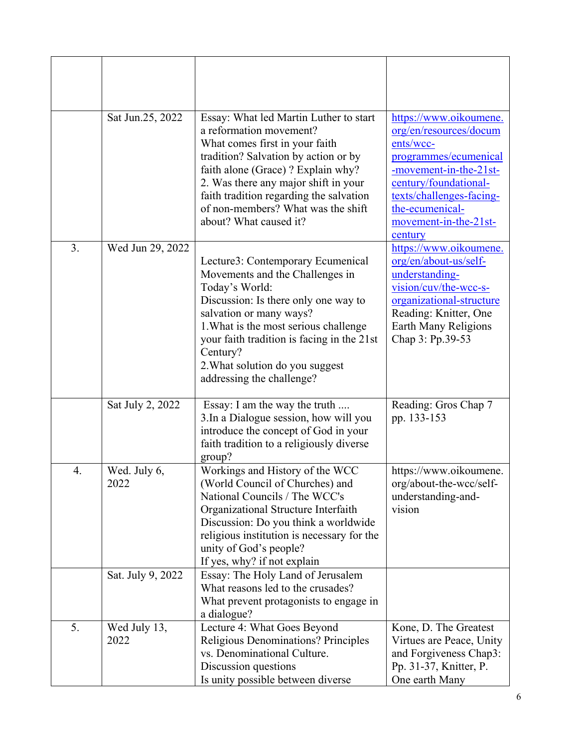| | | | |
|---|---|---|---|
| | | | |
| | Sat Jun.25, 2022 | Essay: What led Martin Luther to start a reformation movement?<br>What comes first in your faith tradition? Salvation by action or by faith alone (Grace) ? Explain why?<br>2. Was there any major shift in your faith tradition regarding the salvation of non-members? What was the shift about? What caused it? | https://www.oikoumene.org/en/resources/documents/wcc-programmes/ecumenical-movement-in-the-21st-century/foundational-texts/challenges-facing-the-ecumenical-movement-in-the-21st-century |
| 3. | Wed Jun 29, 2022 | Lecture3: Contemporary Ecumenical Movements and the Challenges in Today's World:<br>Discussion: Is there only one way to salvation or many ways?<br>1.What is the most serious challenge your faith tradition is facing in the 21st Century?<br>2.What solution do you suggest addressing the challenge? | https://www.oikoumene.org/en/about-us/self-understanding-vision/cuv/the-wcc-s-organizational-structure<br>Reading: Knitter, One Earth Many Religions Chap 3: Pp.39-53 |
| | Sat July 2, 2022 | Essay: I am the way the truth ....<br>3.In a Dialogue session, how will you introduce the concept of God in your faith tradition to a religiously diverse group? | Reading: Gros Chap 7 pp. 133-153 |
| 4. | Wed. July 6, 2022 | Workings and History of the WCC (World Council of Churches) and National Councils / The WCC's Organizational Structure Interfaith Discussion: Do you think a worldwide religious institution is necessary for the unity of God's people?<br>If yes, why? if not explain | https://www.oikoumene.org/about-the-wcc/self-understanding-and-vision |
| | Sat. July 9, 2022 | Essay: The Holy Land of Jerusalem<br>What reasons led to the crusades?<br>What prevent protagonists to engage in a dialogue? | |
| 5. | Wed July 13, 2022 | Lecture 4: What Goes Beyond Religious Denominations? Principles vs. Denominational Culture.<br>Discussion questions<br>Is unity possible between diverse | Kone, D. The Greatest Virtues are Peace, Unity and Forgiveness Chap3: Pp. 31-37, Knitter, P. One earth Many |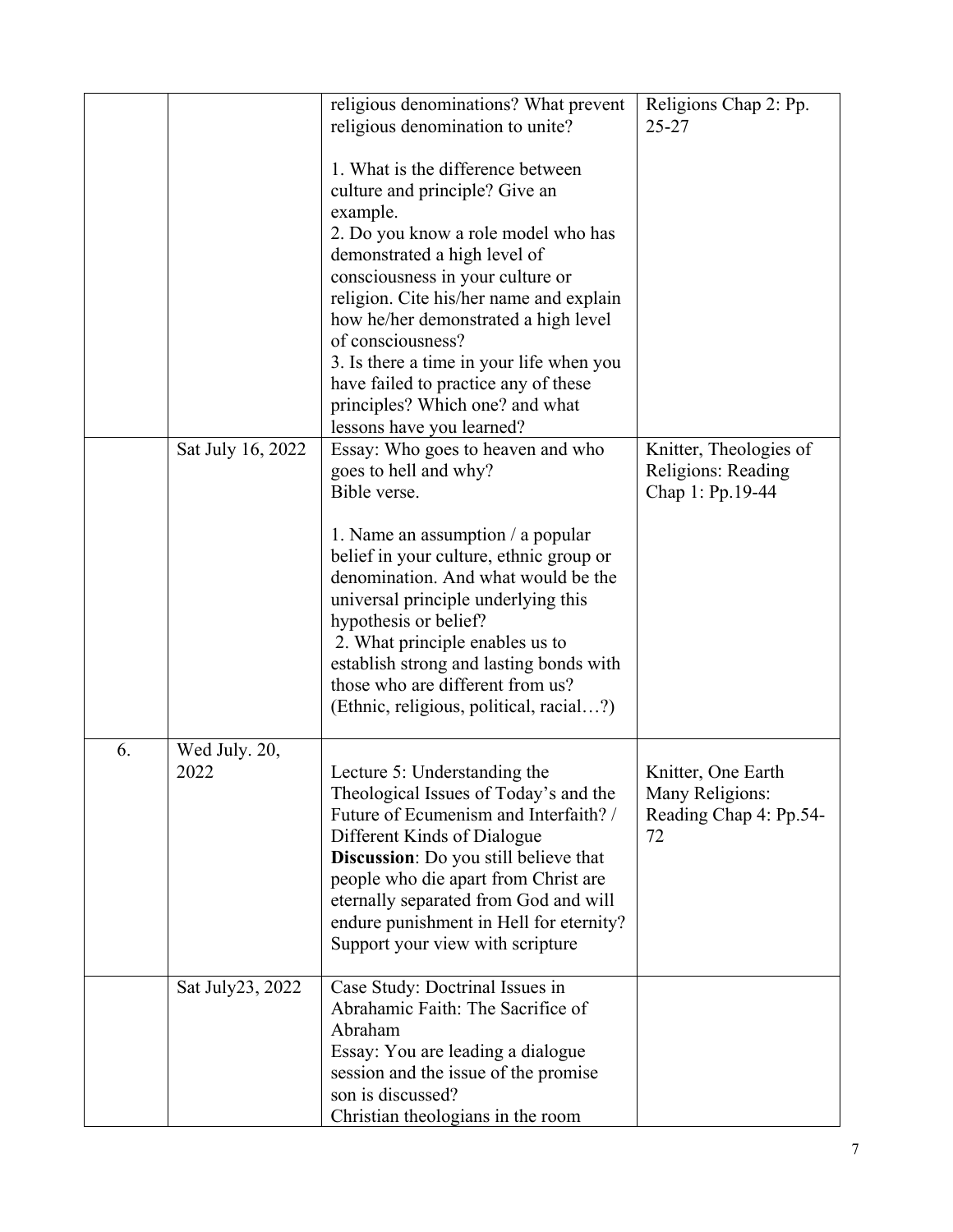| | | | |
|---|---|---|---|
| | | religious denominations? What prevent religious denomination to unite?<br><br>1. What is the difference between culture and principle? Give an example.<br>2. Do you know a role model who has demonstrated a high level of consciousness in your culture or religion. Cite his/her name and explain how he/her demonstrated a high level of consciousness?<br>3. Is there a time in your life when you have failed to practice any of these principles? Which one? and what lessons have you learned? | Religions Chap 2: Pp. 25-27 |
| | Sat July 16, 2022 | Essay: Who goes to heaven and who goes to hell and why?<br>Bible verse.<br><br>1. Name an assumption / a popular belief in your culture, ethnic group or denomination. And what would be the universal principle underlying this hypothesis or belief?<br>2. What principle enables us to establish strong and lasting bonds with those who are different from us? (Ethnic, religious, political, racial…?) | Knitter, Theologies of Religions: Reading Chap 1: Pp.19-44 |
| 6. | Wed July. 20, 2022 | Lecture 5: Understanding the Theological Issues of Today's and the Future of Ecumenism and Interfaith? / Different Kinds of Dialogue<br>**Discussion**: Do you still believe that people who die apart from Christ are eternally separated from God and will endure punishment in Hell for eternity? Support your view with scripture | Knitter, One Earth Many Religions: Reading Chap 4: Pp.54-72 |
| | Sat July23, 2022 | Case Study: Doctrinal Issues in Abrahamic Faith: The Sacrifice of Abraham<br>Essay: You are leading a dialogue session and the issue of the promise son is discussed?<br>Christian theologians in the room | |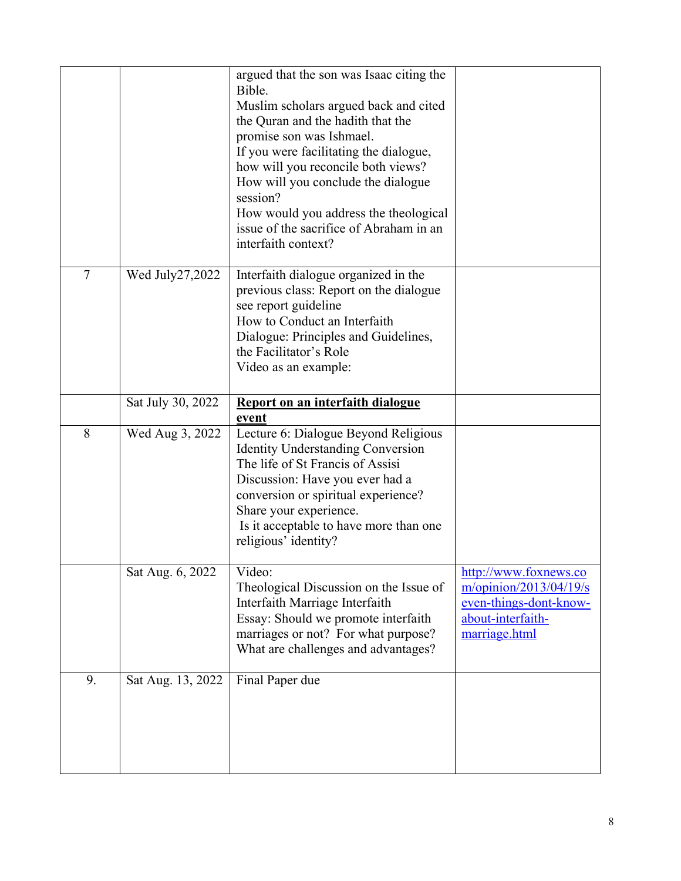| | | | |
|---|---|---|---|
| | | argued that the son was Isaac citing the Bible.<br>Muslim scholars argued back and cited the Quran and the hadith that the promise son was Ishmael.<br>If you were facilitating the dialogue, how will you reconcile both views?<br>How will you conclude the dialogue session?<br>How would you address the theological issue of the sacrifice of Abraham in an interfaith context? | |
| 7 | Wed July27,2022 | Interfaith dialogue organized in the previous class: Report on the dialogue see report guideline<br>How to Conduct an Interfaith Dialogue: Principles and Guidelines, the Facilitator's Role<br>Video as an example: | |
| | Sat July 30, 2022 | **Report on an interfaith dialogue event** | |
| 8 | Wed Aug 3, 2022 | Lecture 6: Dialogue Beyond Religious Identity Understanding Conversion<br>The life of St Francis of Assisi<br>Discussion: Have you ever had a conversion or spiritual experience? Share your experience.<br>Is it acceptable to have more than one religious' identity? | |
| | Sat Aug. 6, 2022 | Video:<br>Theological Discussion on the Issue of Interfaith Marriage Interfaith<br>Essay: Should we promote interfaith marriages or not? For what purpose? What are challenges and advantages? | [http://www.foxnews.com/opinion/2013/04/19/seven-things-dont-know-about-interfaith-marriage.html](http://www.foxnews.com/opinion/2013/04/19/seven-things-dont-know-about-interfaith-marriage.html) |
| 9. | Sat Aug. 13, 2022 | Final Paper due | |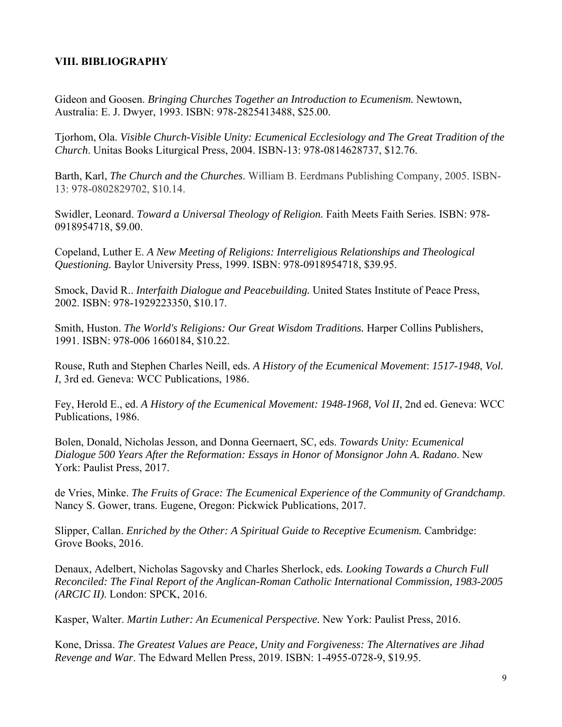## VIII. BIBLIOGRAPHY

Gideon and Goosen. *Bringing Churches Together an Introduction to Ecumenism.* Newtown, Australia: E. J. Dwyer, 1993. ISBN: 978-2825413488, $25.00.

Tjorhom, Ola. *Visible Church-Visible Unity: Ecumenical Ecclesiology and The Great Tradition of the Church*. Unitas Books Liturgical Press, 2004. ISBN-13: 978-0814628737, $12.76.

Barth, Karl, *The Church and the Churches*. William B. Eerdmans Publishing Company, 2005. ISBN-13: 978-0802829702, $10.14.

Swidler, Leonard. *Toward a Universal Theology of Religion.* Faith Meets Faith Series. ISBN: 978-0918954718, $9.00.

Copeland, Luther E. *A New Meeting of Religions: Interreligious Relationships and Theological Questioning.* Baylor University Press, 1999. ISBN: 978-0918954718, $39.95.

Smock, David R.. *Interfaith Dialogue and Peacebuilding.* United States Institute of Peace Press, 2002. ISBN: 978-1929223350, $10.17.

Smith, Huston. *The World's Religions: Our Great Wisdom Traditions.* Harper Collins Publishers, 1991. ISBN: 978-006 1660184, $10.22.

Rouse, Ruth and Stephen Charles Neill, eds. *A History of the Ecumenical Movement*: *1517-1948*, *Vol. I*, 3rd ed. Geneva: WCC Publications, 1986.

Fey, Herold E., ed. *A History of the Ecumenical Movement: 1948-1968, Vol II*, 2nd ed. Geneva: WCC Publications, 1986.

Bolen, Donald, Nicholas Jesson, and Donna Geernaert, SC, eds. *Towards Unity: Ecumenical Dialogue 500 Years After the Reformation: Essays in Honor of Monsignor John A. Radano*. New York: Paulist Press, 2017.

de Vries, Minke. *The Fruits of Grace: The Ecumenical Experience of the Community of Grandchamp*. Nancy S. Gower, trans. Eugene, Oregon: Pickwick Publications, 2017.

Slipper, Callan. *Enriched by the Other: A Spiritual Guide to Receptive Ecumenism.* Cambridge: Grove Books, 2016.

Denaux, Adelbert, Nicholas Sagovsky and Charles Sherlock, eds*. Looking Towards a Church Full Reconciled: The Final Report of the Anglican-Roman Catholic International Commission, 1983-2005 (ARCIC II)*. London: SPCK, 2016.

Kasper, Walter. *Martin Luther: An Ecumenical Perspective.* New York: Paulist Press, 2016.

Kone, Drissa. *The Greatest Values are Peace, Unity and Forgiveness: The Alternatives are Jihad Revenge and War*. The Edward Mellen Press, 2019. ISBN: 1-4955-0728-9, $19.95.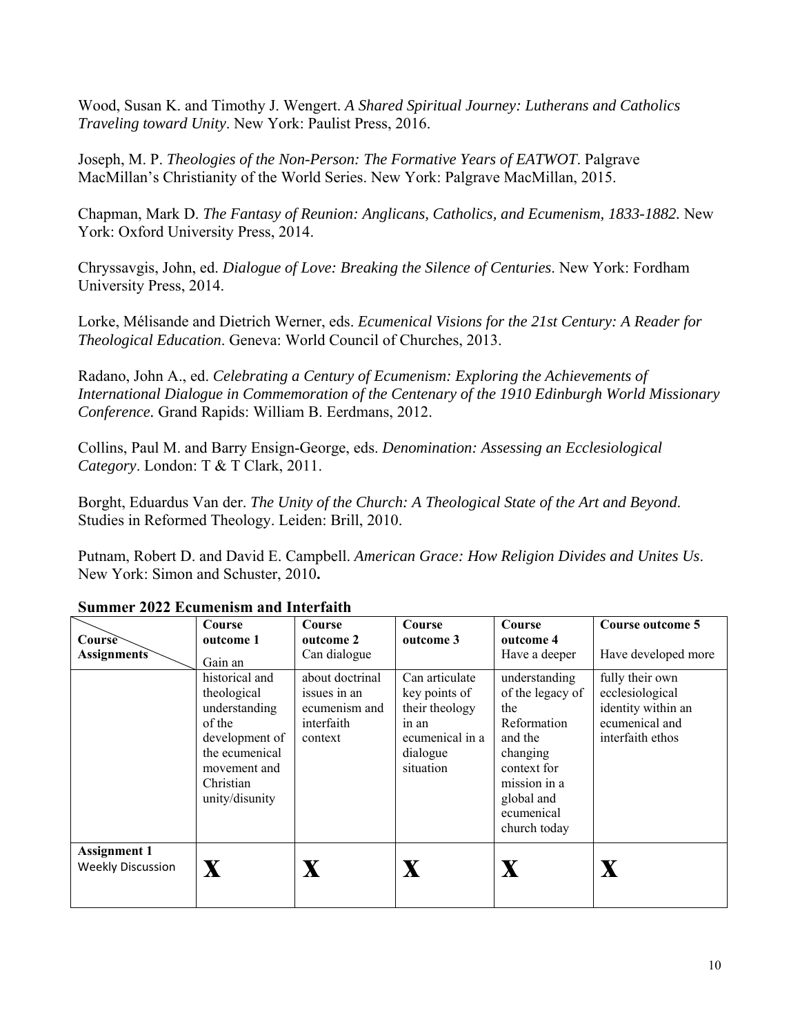Wood, Susan K. and Timothy J. Wengert. *A Shared Spiritual Journey: Lutherans and Catholics Traveling toward Unity*. New York: Paulist Press, 2016.

Joseph, M. P. *Theologies of the Non-Person: The Formative Years of EATWOT*. Palgrave MacMillan's Christianity of the World Series. New York: Palgrave MacMillan, 2015.

Chapman, Mark D. *The Fantasy of Reunion: Anglicans, Catholics, and Ecumenism, 1833-1882.* New York: Oxford University Press, 2014.

Chryssavgis, John, ed. *Dialogue of Love: Breaking the Silence of Centuries*. New York: Fordham University Press, 2014.

Lorke, Mélisande and Dietrich Werner, eds. *Ecumenical Visions for the 21st Century: A Reader for Theological Education.* Geneva: World Council of Churches, 2013.

Radano, John A., ed. *Celebrating a Century of Ecumenism: Exploring the Achievements of International Dialogue in Commemoration of the Centenary of the 1910 Edinburgh World Missionary Conference.* Grand Rapids: William B. Eerdmans, 2012.

Collins, Paul M. and Barry Ensign-George, eds. *Denomination: Assessing an Ecclesiological Category*. London: T & T Clark, 2011.

Borght, Eduardus Van der. *The Unity of the Church: A Theological State of the Art and Beyond.* Studies in Reformed Theology. Leiden: Brill, 2010.

Putnam, Robert D. and David E. Campbell. *American Grace: How Religion Divides and Unites Us*. New York: Simon and Schuster, 2010**.**

**Summer 2022 Ecumenism and Interfaith**

| **Course Assignments** | **Course outcome 1** Gain an historical and theological understanding of the development of the ecumenical movement and Christian unity/disunity | **Course outcome 2** Can dialogue about doctrinal issues in an ecumenism and interfaith context | **Course outcome 3** Can articulate key points of their theology in an ecumenical in a dialogue situation | **Course outcome 4** Have a deeper understanding of the legacy of the Reformation and the changing context for mission in a global and ecumenical church today | **Course outcome 5** Have developed more fully their own ecclesiological identity within an ecumenical and interfaith ethos |
|---|---|---|---|---|---|
| **Assignment 1** Weekly Discussion | **X** | **X** | **X** | **X** | **X** |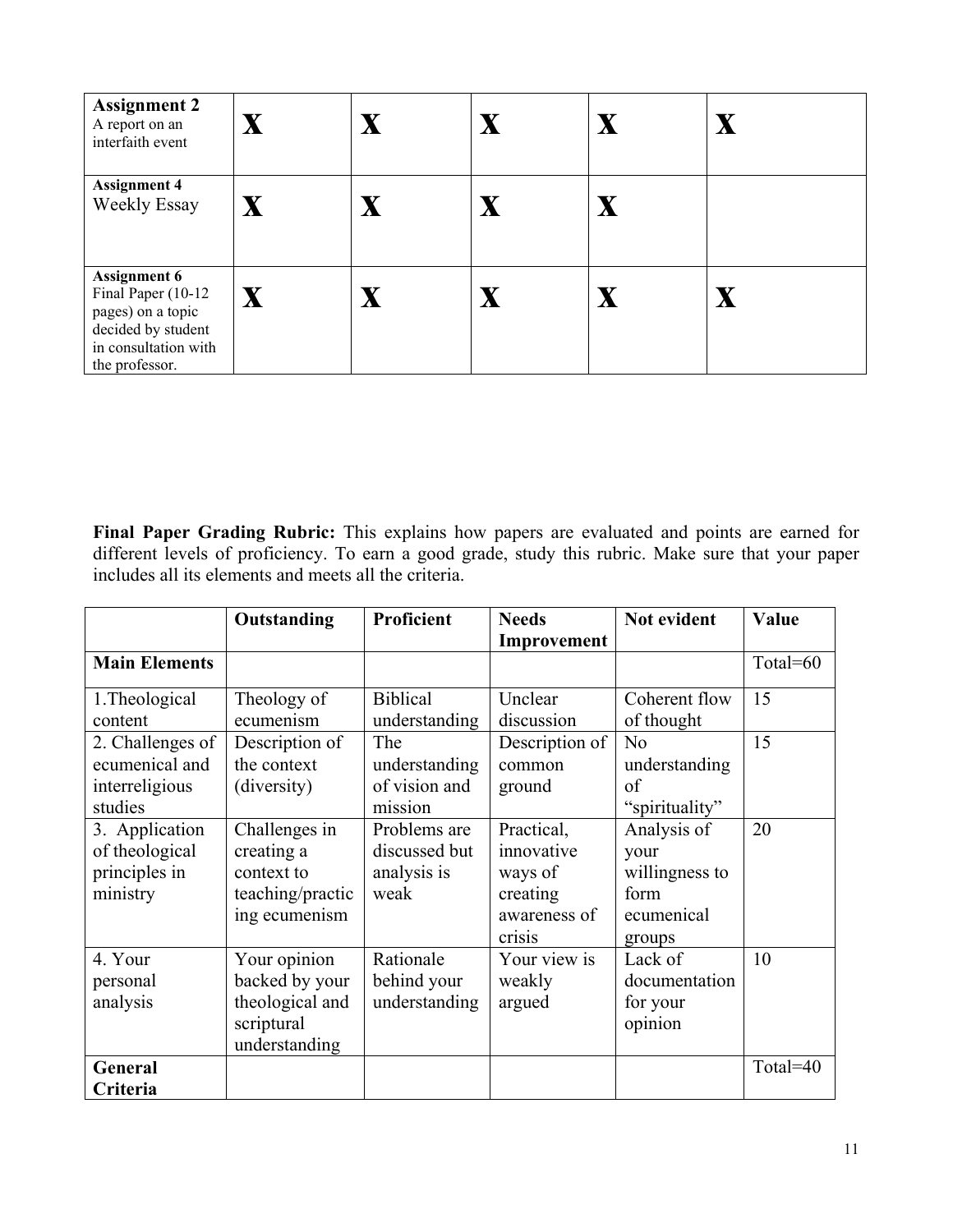| Assignment 2<br>A report on an interfaith event | X | X | X | X | X |
|---|---|---|---|---|---|
| **Assignment 4**<br>Weekly Essay | X | X | X | X | |
| **Assignment 6**<br>Final Paper (10-12 pages) on a topic decided by student in consultation with the professor. | X | X | X | X | X |

**Final Paper Grading Rubric:** This explains how papers are evaluated and points are earned for different levels of proficiency. To earn a good grade, study this rubric. Make sure that your paper includes all its elements and meets all the criteria.

| | Outstanding | Proficient | Needs Improvement | Not evident | Value |
|---|---|---|---|---|---|
| **Main Elements** | | | | | Total=60 |
| 1.Theological content | Theology of ecumenism | Biblical understanding | Unclear discussion | Coherent flow of thought | 15 |
| 2. Challenges of ecumenical and interreligious studies | Description of the context (diversity) | The understanding of vision and mission | Description of common ground | No understanding of "spirituality" | 15 |
| 3. Application of theological principles in ministry | Challenges in creating a context to teaching/practicing ecumenism | Problems are discussed but analysis is weak | Practical, innovative ways of creating awareness of crisis | Analysis of your willingness to form ecumenical groups | 20 |
| 4. Your personal analysis | Your opinion backed by your theological and scriptural understanding | Rationale behind your understanding | Your view is weakly argued | Lack of documentation for your opinion | 10 |
| **General Criteria** | | | | | Total=40 |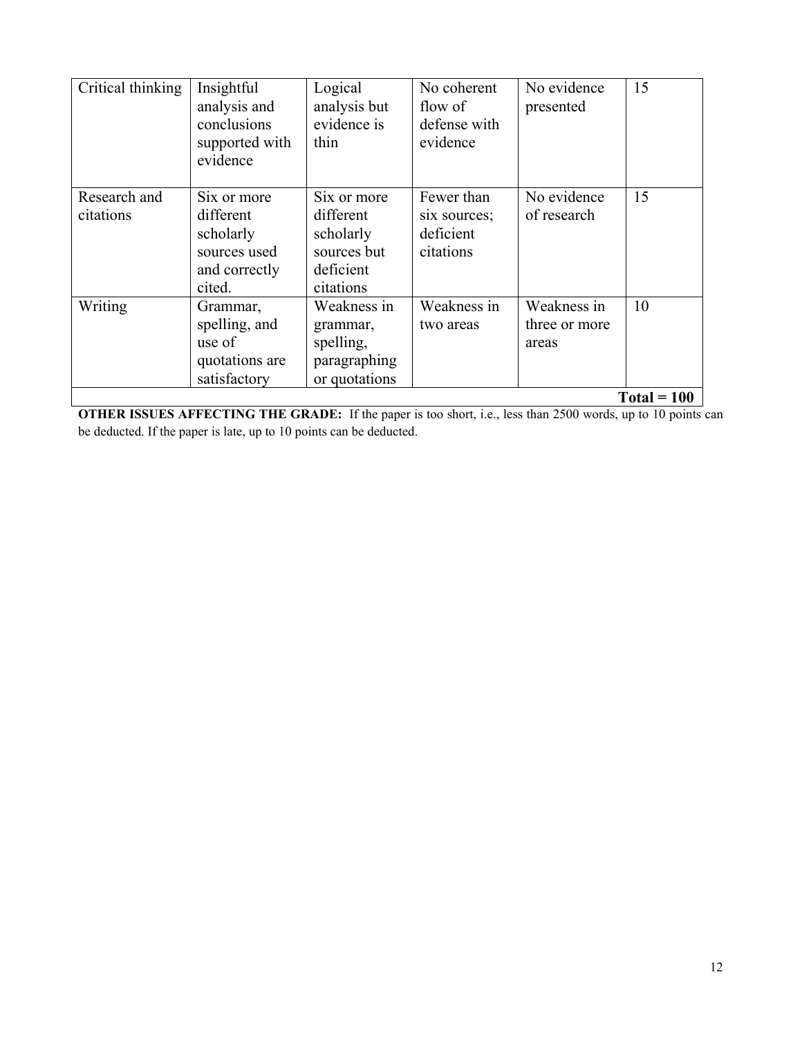| | | | | | |
|---|---|---|---|---|---|
| Critical thinking | Insightful analysis and conclusions supported with evidence | Logical analysis but evidence is thin | No coherent flow of defense with evidence | No evidence presented | 15 |
| Research and citations | Six or more different scholarly sources used and correctly cited. | Six or more different scholarly sources but deficient citations | Fewer than six sources; deficient citations | No evidence of research | 15 |
| Writing | Grammar, spelling, and use of quotations are satisfactory | Weakness in grammar, spelling, paragraphing or quotations | Weakness in two areas | Weakness in three or more areas | 10 |
| | | | | | **Total = 100** |

**OTHER ISSUES AFFECTING THE GRADE:** If the paper is too short, i.e., less than 2500 words, up to 10 points can be deducted. If the paper is late, up to 10 points can be deducted.